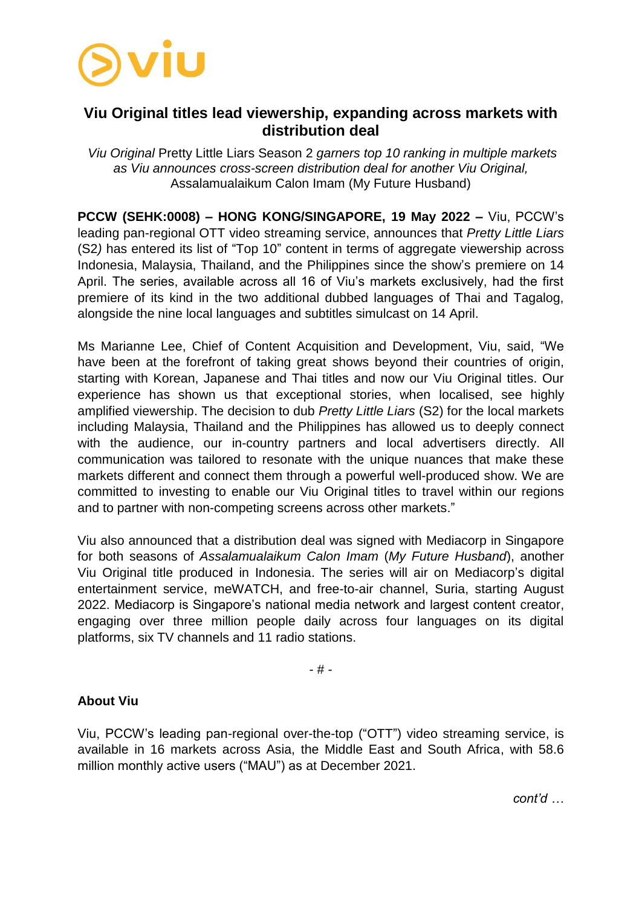# Viu Original titles lead viewership, expanding across markets with distribution deal

*Viu Original* Pretty Little Liars Season 2 *garners top 10 ranking in multiple markets as Viu announces cross-screen distribution deal for another Viu Original,* Assalamualaikum Calon Imam (My Future Husband)

**PCCW (SEHK:0008) – HONG KONG/SINGAPORE, 19 May 2022 –** Viu, PCCW's leading pan-regional OTT video streaming service, announces that *Pretty Little Liars* (S2*)* has entered its list of "Top 10" content in terms of aggregate viewership across Indonesia, Malaysia, Thailand, and the Philippines since the show's premiere on 14 April. The series, available across all 16 of Viu's markets exclusively, had the first premiere of its kind in the two additional dubbed languages of Thai and Tagalog, alongside the nine local languages and subtitles simulcast on 14 April.

Ms Marianne Lee, Chief of Content Acquisition and Development, Viu, said, "We have been at the forefront of taking great shows beyond their countries of origin, starting with Korean, Japanese and Thai titles and now our Viu Original titles. Our experience has shown us that exceptional stories, when localised, see highly amplified viewership. The decision to dub *Pretty Little Liars* (S2) for the local markets including Malaysia, Thailand and the Philippines has allowed us to deeply connect with the audience, our in-country partners and local advertisers directly. All communication was tailored to resonate with the unique nuances that make these markets different and connect them through a powerful well-produced show. We are committed to investing to enable our Viu Original titles to travel within our regions and to partner with non-competing screens across other markets."

Viu also announced that a distribution deal was signed with Mediacorp in Singapore for both seasons of *Assalamualaikum Calon Imam* (*My Future Husband*), another Viu Original title produced in Indonesia. The series will air on Mediacorp's digital entertainment service, meWATCH, and free-to-air channel, Suria, starting August 2022. Mediacorp is Singapore's national media network and largest content creator, engaging over three million people daily across four languages on its digital platforms, six TV channels and 11 radio stations.

- # -

**About Viu**

Viu, PCCW's leading pan-regional over-the-top ("OTT") video streaming service, is available in 16 markets across Asia, the Middle East and South Africa, with 58.6 million monthly active users ("MAU") as at December 2021.

*cont'd …*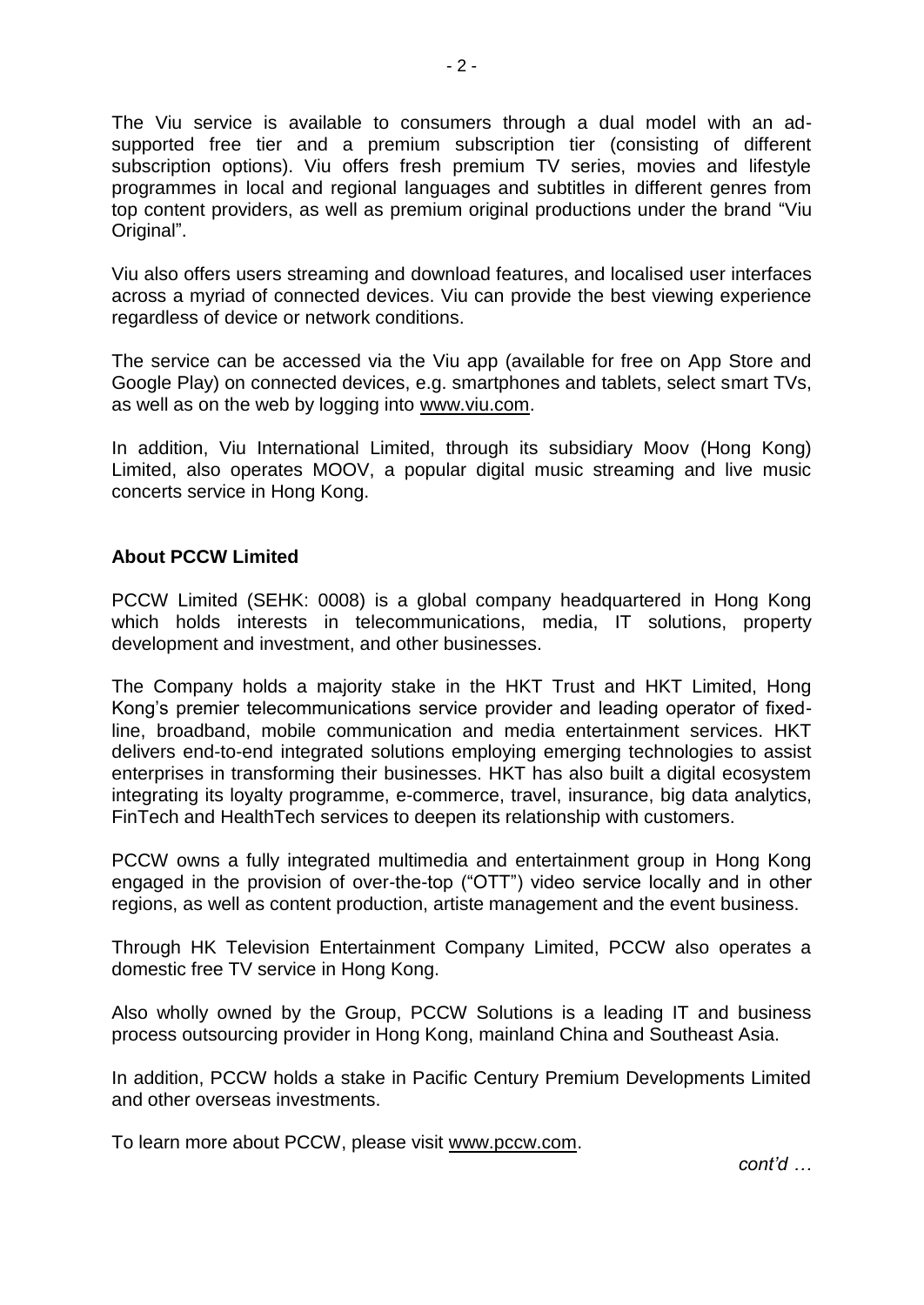The Viu service is available to consumers through a dual model with an ad-supported free tier and a premium subscription tier (consisting of different subscription options). Viu offers fresh premium TV series, movies and lifestyle programmes in local and regional languages and subtitles in different genres from top content providers, as well as premium original productions under the brand "Viu Original".

Viu also offers users streaming and download features, and localised user interfaces across a myriad of connected devices. Viu can provide the best viewing experience regardless of device or network conditions.

The service can be accessed via the Viu app (available for free on App Store and Google Play) on connected devices, e.g. smartphones and tablets, select smart TVs, as well as on the web by logging into www.viu.com.

In addition, Viu International Limited, through its subsidiary Moov (Hong Kong) Limited, also operates MOOV, a popular digital music streaming and live music concerts service in Hong Kong.

**About PCCW Limited**

PCCW Limited (SEHK: 0008) is a global company headquartered in Hong Kong which holds interests in telecommunications, media, IT solutions, property development and investment, and other businesses.

The Company holds a majority stake in the HKT Trust and HKT Limited, Hong Kong's premier telecommunications service provider and leading operator of fixed-line, broadband, mobile communication and media entertainment services. HKT delivers end-to-end integrated solutions employing emerging technologies to assist enterprises in transforming their businesses. HKT has also built a digital ecosystem integrating its loyalty programme, e-commerce, travel, insurance, big data analytics, FinTech and HealthTech services to deepen its relationship with customers.

PCCW owns a fully integrated multimedia and entertainment group in Hong Kong engaged in the provision of over-the-top ("OTT") video service locally and in other regions, as well as content production, artiste management and the event business.

Through HK Television Entertainment Company Limited, PCCW also operates a domestic free TV service in Hong Kong.

Also wholly owned by the Group, PCCW Solutions is a leading IT and business process outsourcing provider in Hong Kong, mainland China and Southeast Asia.

In addition, PCCW holds a stake in Pacific Century Premium Developments Limited and other overseas investments.

To learn more about PCCW, please visit www.pccw.com.

*cont'd …*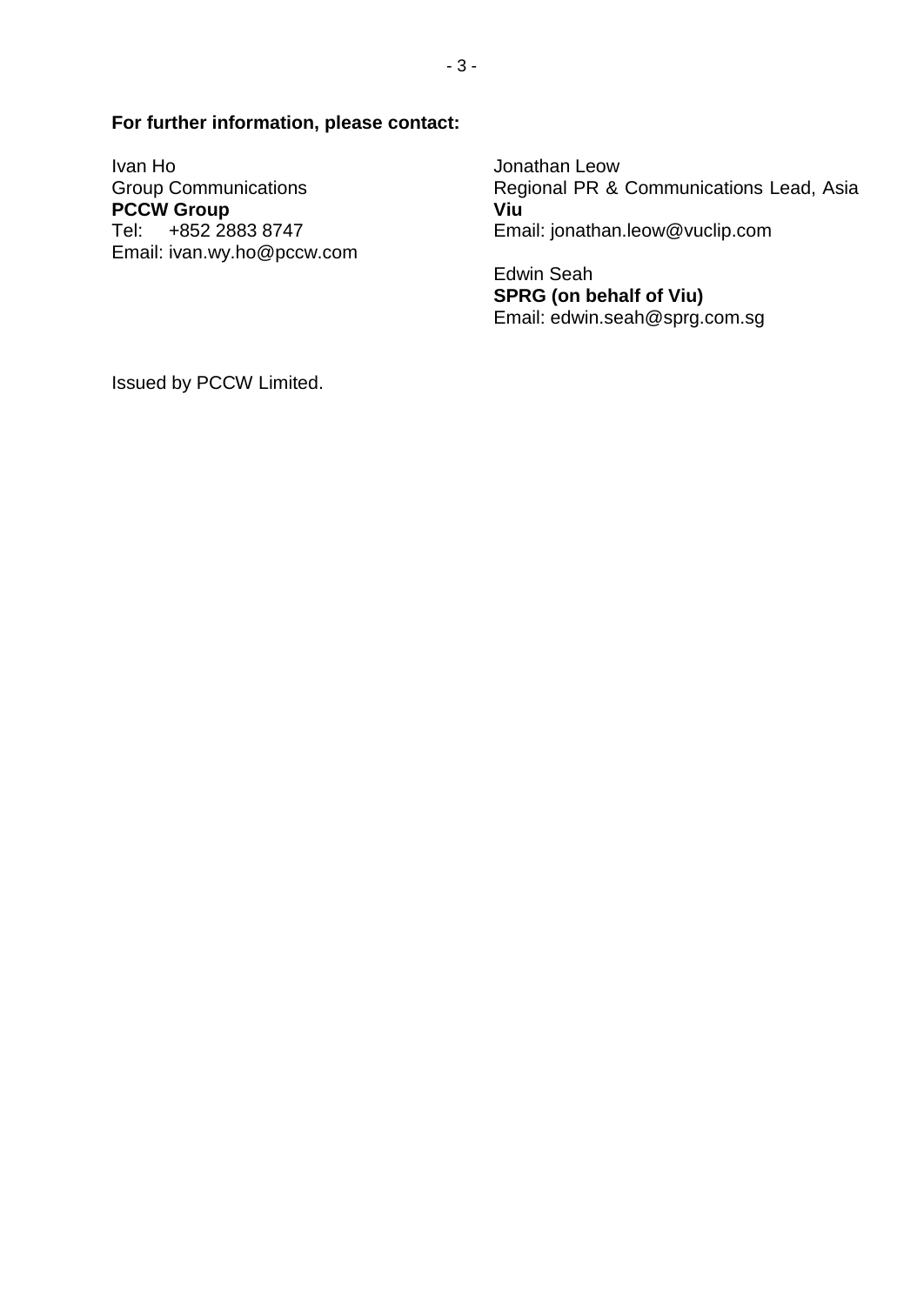**For further information, please contact:**

Ivan Ho
Group Communications
**PCCW Group**
Tel: +852 2883 8747
Email: ivan.wy.ho@pccw.com

Jonathan Leow
Regional PR & Communications Lead, Asia
**Viu**
Email: jonathan.leow@vuclip.com

Edwin Seah
**SPRG (on behalf of Viu)**
Email: edwin.seah@sprg.com.sg

Issued by PCCW Limited.